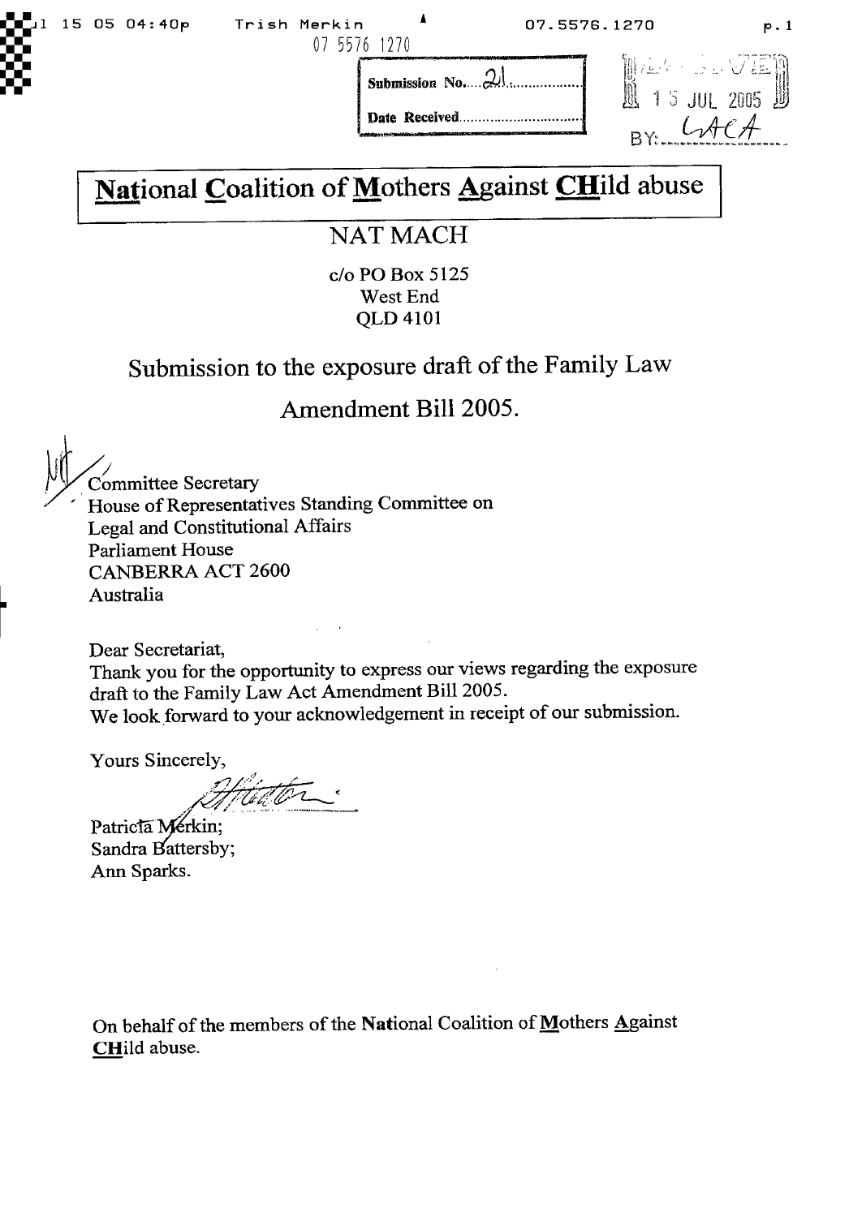Submission No. 21

Date Received

RECEIVED 15 JUL 2005 BY: LACA

# National Coalition of Mothers Against CHild abuse

## NAT MACH

c/o PO Box 5125
West End
QLD 4101

## Submission to the exposure draft of the Family Law Amendment Bill 2005.

Committee Secretary
House of Representatives Standing Committee on Legal and Constitutional Affairs
Parliament House
CANBERRA ACT 2600
Australia

Dear Secretariat,

Thank you for the opportunity to express our views regarding the exposure draft to the Family Law Act Amendment Bill 2005.

We look forward to your acknowledgement in receipt of our submission.

Yours Sincerely,

Patricia Merkin;
Sandra Battersby;
Ann Sparks.

On behalf of the members of the **Nat**ional Coalition of **M**others **A**gainst **CH**ild abuse.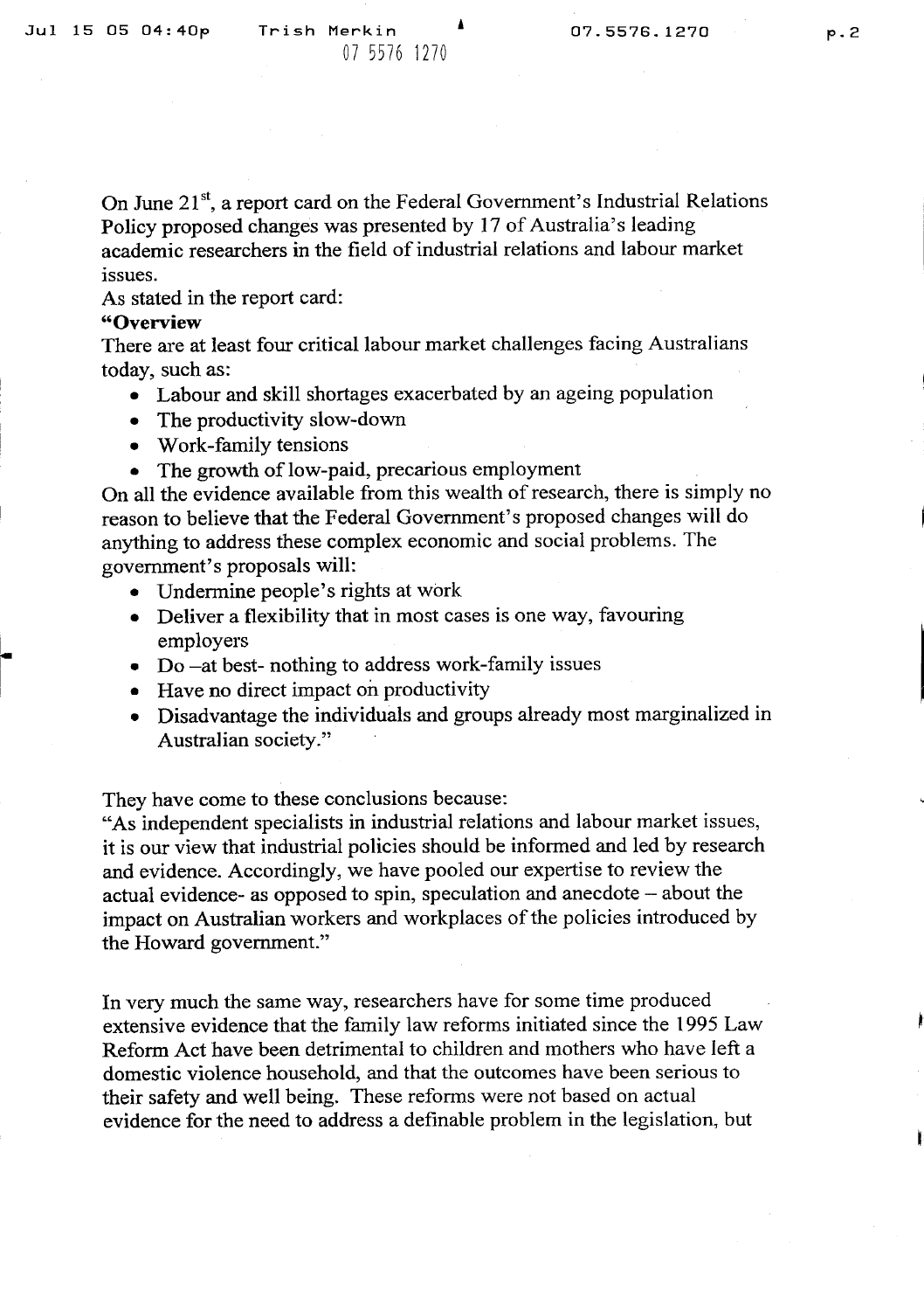On June 21st, a report card on the Federal Government's Industrial Relations Policy proposed changes was presented by 17 of Australia's leading academic researchers in the field of industrial relations and labour market issues.

As stated in the report card:

**"Overview**

There are at least four critical labour market challenges facing Australians today, such as:

- Labour and skill shortages exacerbated by an ageing population
- The productivity slow-down
- Work-family tensions
- The growth of low-paid, precarious employment

On all the evidence available from this wealth of research, there is simply no reason to believe that the Federal Government's proposed changes will do anything to address these complex economic and social problems. The government's proposals will:

- Undermine people's rights at work
- Deliver a flexibility that in most cases is one way, favouring employers
- Do –at best- nothing to address work-family issues
- Have no direct impact on productivity
- Disadvantage the individuals and groups already most marginalized in Australian society."

They have come to these conclusions because:

"As independent specialists in industrial relations and labour market issues, it is our view that industrial policies should be informed and led by research and evidence. Accordingly, we have pooled our expertise to review the actual evidence- as opposed to spin, speculation and anecdote – about the impact on Australian workers and workplaces of the policies introduced by the Howard government."

In very much the same way, researchers have for some time produced extensive evidence that the family law reforms initiated since the 1995 Law Reform Act have been detrimental to children and mothers who have left a domestic violence household, and that the outcomes have been serious to their safety and well being. These reforms were not based on actual evidence for the need to address a definable problem in the legislation, but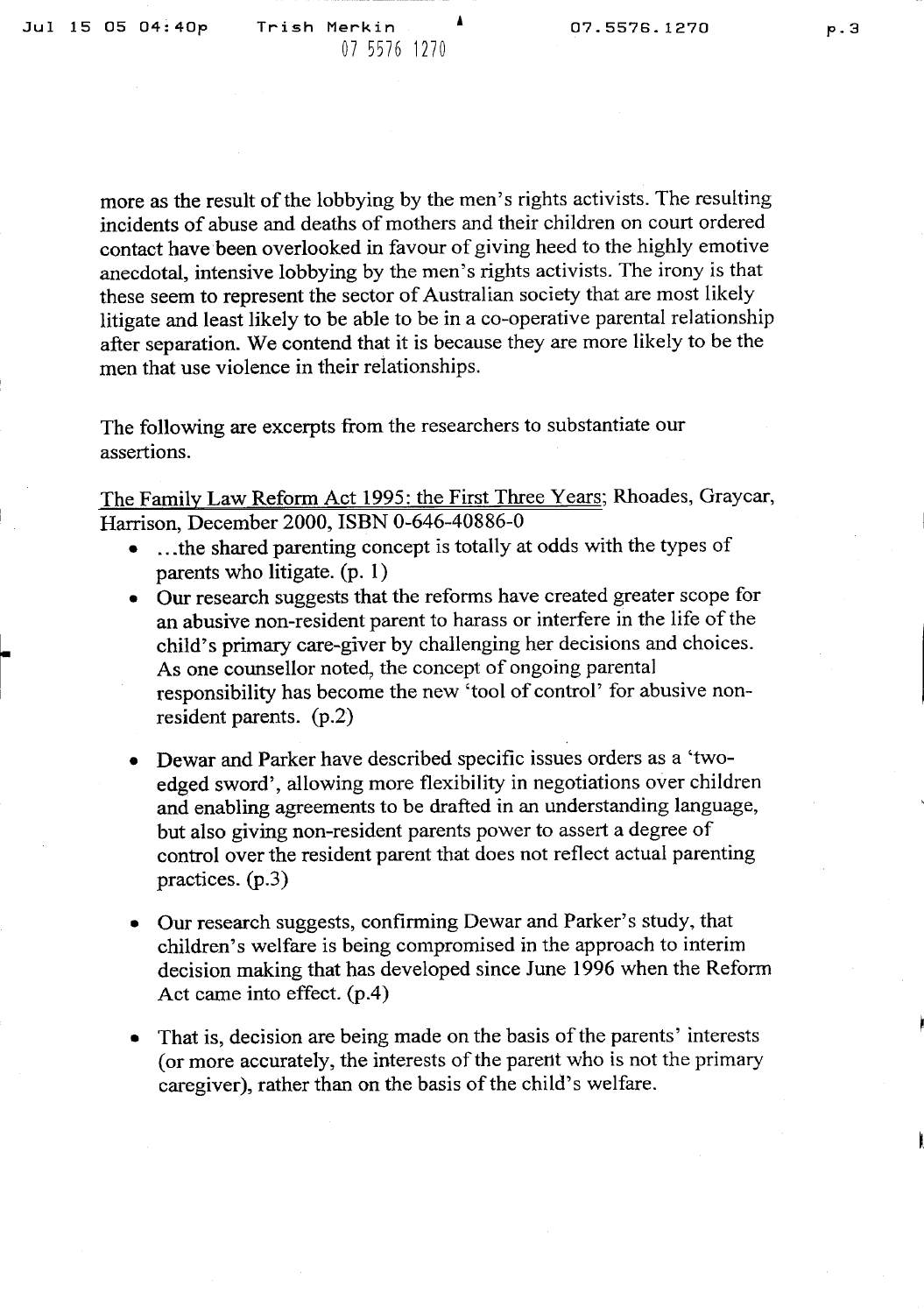more as the result of the lobbying by the men's rights activists. The resulting incidents of abuse and deaths of mothers and their children on court ordered contact have been overlooked in favour of giving heed to the highly emotive anecdotal, intensive lobbying by the men's rights activists. The irony is that these seem to represent the sector of Australian society that are most likely litigate and least likely to be able to be in a co-operative parental relationship after separation. We contend that it is because they are more likely to be the men that use violence in their relationships.

The following are excerpts from the researchers to substantiate our assertions.

<u>The Family Law Reform Act 1995: the First Three Years</u>; Rhoades, Graycar, Harrison, December 2000, ISBN 0-646-40886-0

- …the shared parenting concept is totally at odds with the types of parents who litigate. (p. 1)
- Our research suggests that the reforms have created greater scope for an abusive non-resident parent to harass or interfere in the life of the child's primary care-giver by challenging her decisions and choices. As one counsellor noted, the concept of ongoing parental responsibility has become the new 'tool of control' for abusive non-resident parents. (p.2)
- Dewar and Parker have described specific issues orders as a 'two-edged sword', allowing more flexibility in negotiations over children and enabling agreements to be drafted in an understanding language, but also giving non-resident parents power to assert a degree of control over the resident parent that does not reflect actual parenting practices. (p.3)
- Our research suggests, confirming Dewar and Parker's study, that children's welfare is being compromised in the approach to interim decision making that has developed since June 1996 when the Reform Act came into effect. (p.4)
- That is, decision are being made on the basis of the parents' interests (or more accurately, the interests of the parent who is not the primary caregiver), rather than on the basis of the child's welfare.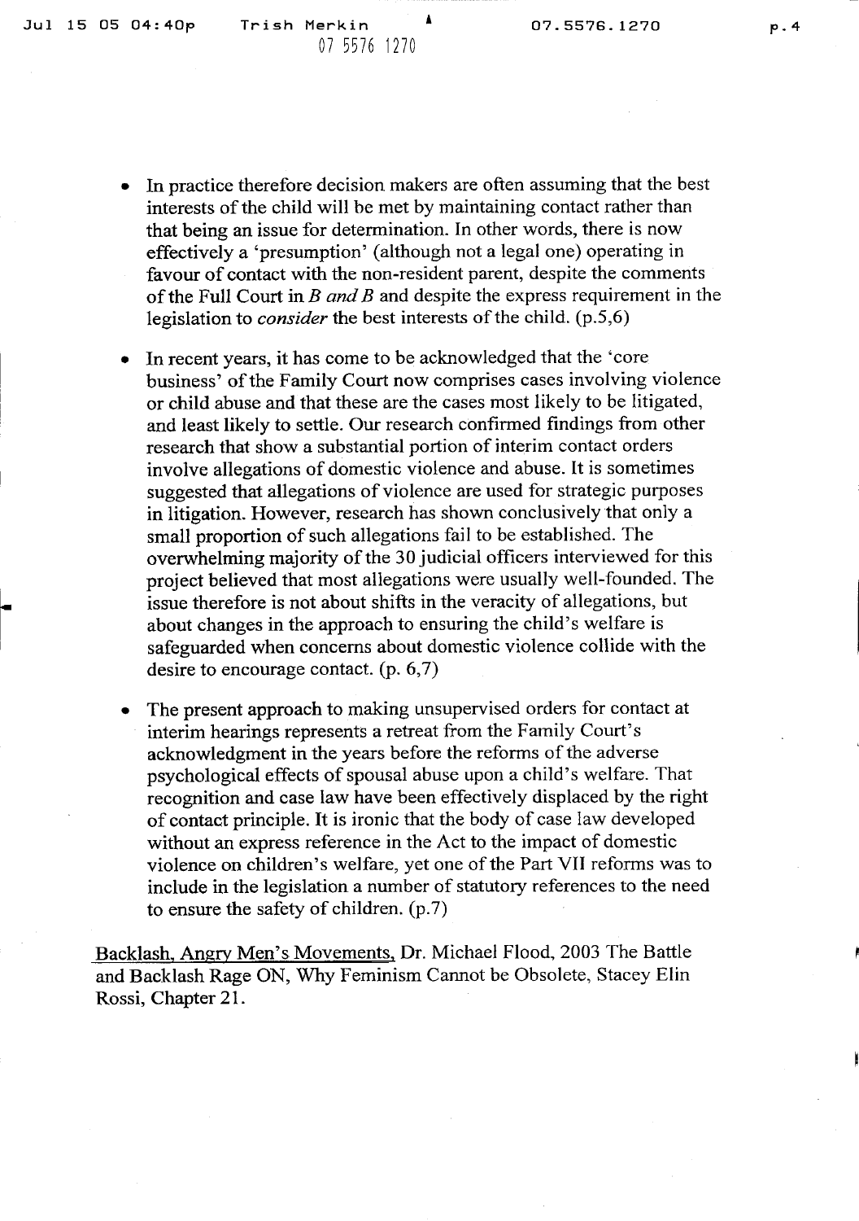- In practice therefore decision makers are often assuming that the best interests of the child will be met by maintaining contact rather than that being an issue for determination. In other words, there is now effectively a 'presumption' (although not a legal one) operating in favour of contact with the non-resident parent, despite the comments of the Full Court in *B and B* and despite the express requirement in the legislation to *consider* the best interests of the child. (p.5,6)

- In recent years, it has come to be acknowledged that the 'core business' of the Family Court now comprises cases involving violence or child abuse and that these are the cases most likely to be litigated, and least likely to settle. Our research confirmed findings from other research that show a substantial portion of interim contact orders involve allegations of domestic violence and abuse. It is sometimes suggested that allegations of violence are used for strategic purposes in litigation. However, research has shown conclusively that only a small proportion of such allegations fail to be established. The overwhelming majority of the 30 judicial officers interviewed for this project believed that most allegations were usually well-founded. The issue therefore is not about shifts in the veracity of allegations, but about changes in the approach to ensuring the child's welfare is safeguarded when concerns about domestic violence collide with the desire to encourage contact. (p. 6,7)

- The present approach to making unsupervised orders for contact at interim hearings represents a retreat from the Family Court's acknowledgment in the years before the reforms of the adverse psychological effects of spousal abuse upon a child's welfare. That recognition and case law have been effectively displaced by the right of contact principle. It is ironic that the body of case law developed without an express reference in the Act to the impact of domestic violence on children's welfare, yet one of the Part VII reforms was to include in the legislation a number of statutory references to the need to ensure the safety of children. (p.7)

Backlash, Angry Men's Movements, Dr. Michael Flood, 2003 The Battle and Backlash Rage ON, Why Feminism Cannot be Obsolete, Stacey Elin Rossi, Chapter 21.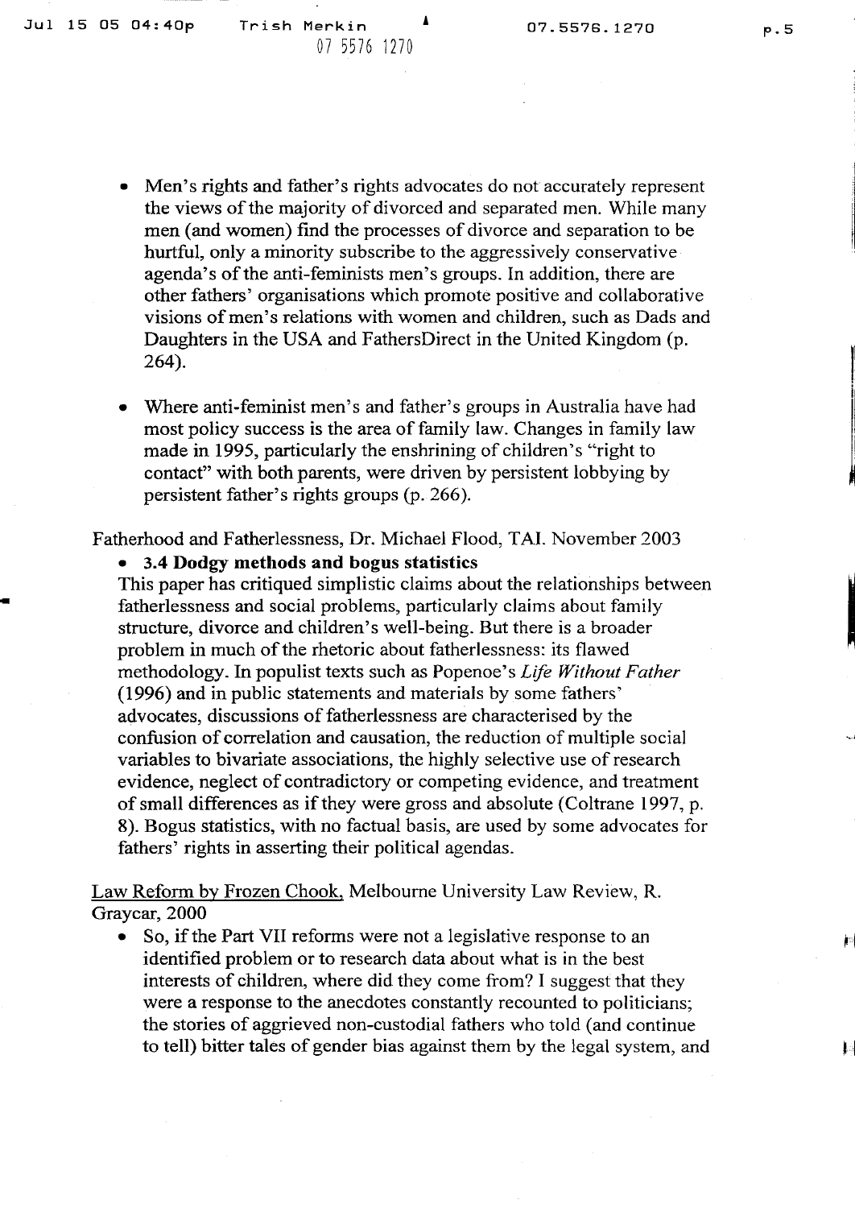- Men's rights and father's rights advocates do not accurately represent the views of the majority of divorced and separated men. While many men (and women) find the processes of divorce and separation to be hurtful, only a minority subscribe to the aggressively conservative agenda's of the anti-feminists men's groups. In addition, there are other fathers' organisations which promote positive and collaborative visions of men's relations with women and children, such as Dads and Daughters in the USA and FathersDirect in the United Kingdom (p. 264).

- Where anti-feminist men's and father's groups in Australia have had most policy success is the area of family law. Changes in family law made in 1995, particularly the enshrining of children's "right to contact" with both parents, were driven by persistent lobbying by persistent father's rights groups (p. 266).

Fatherhood and Fatherlessness, Dr. Michael Flood, TAI. November 2003

- **3.4 Dodgy methods and bogus statistics**

This paper has critiqued simplistic claims about the relationships between fatherlessness and social problems, particularly claims about family structure, divorce and children's well-being. But there is a broader problem in much of the rhetoric about fatherlessness: its flawed methodology. In populist texts such as Popenoe's *Life Without Father* (1996) and in public statements and materials by some fathers' advocates, discussions of fatherlessness are characterised by the confusion of correlation and causation, the reduction of multiple social variables to bivariate associations, the highly selective use of research evidence, neglect of contradictory or competing evidence, and treatment of small differences as if they were gross and absolute (Coltrane 1997, p. 8). Bogus statistics, with no factual basis, are used by some advocates for fathers' rights in asserting their political agendas.

Law Reform by Frozen Chook, Melbourne University Law Review, R. Graycar, 2000

- So, if the Part VII reforms were not a legislative response to an identified problem or to research data about what is in the best interests of children, where did they come from? I suggest that they were a response to the anecdotes constantly recounted to politicians; the stories of aggrieved non-custodial fathers who told (and continue to tell) bitter tales of gender bias against them by the legal system, and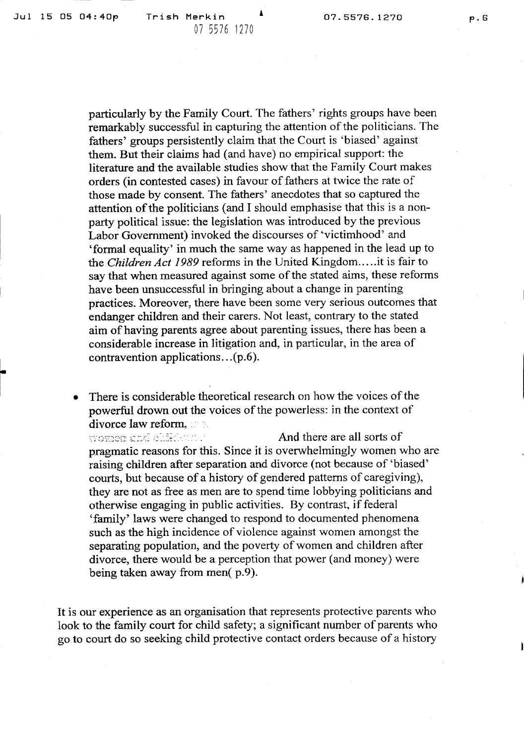particularly by the Family Court. The fathers' rights groups have been remarkably successful in capturing the attention of the politicians. The fathers' groups persistently claim that the Court is 'biased' against them. But their claims had (and have) no empirical support: the literature and the available studies show that the Family Court makes orders (in contested cases) in favour of fathers at twice the rate of those made by consent. The fathers' anecdotes that so captured the attention of the politicians (and I should emphasise that this is a non-party political issue: the legislation was introduced by the previous Labor Government) invoked the discourses of 'victimhood' and 'formal equality' in much the same way as happened in the lead up to the *Children Act 1989* reforms in the United Kingdom.....it is fair to say that when measured against some of the stated aims, these reforms have been unsuccessful in bringing about a change in parenting practices. Moreover, there have been some very serious outcomes that endanger children and their carers. Not least, contrary to the stated aim of having parents agree about parenting issues, there has been a considerable increase in litigation and, in particular, in the area of contravention applications...(p.6).

- There is considerable theoretical research on how the voices of the powerful drown out the voices of the powerless: in the context of divorce law reform, ... women and children ... And there are all sorts of pragmatic reasons for this. Since it is overwhelmingly women who are raising children after separation and divorce (not because of 'biased' courts, but because of a history of gendered patterns of caregiving), they are not as free as men are to spend time lobbying politicians and otherwise engaging in public activities. By contrast, if federal 'family' laws were changed to respond to documented phenomena such as the high incidence of violence against women amongst the separating population, and the poverty of women and children after divorce, there would be a perception that power (and money) were being taken away from men( p.9).

It is our experience as an organisation that represents protective parents who look to the family court for child safety; a significant number of parents who go to court do so seeking child protective contact orders because of a history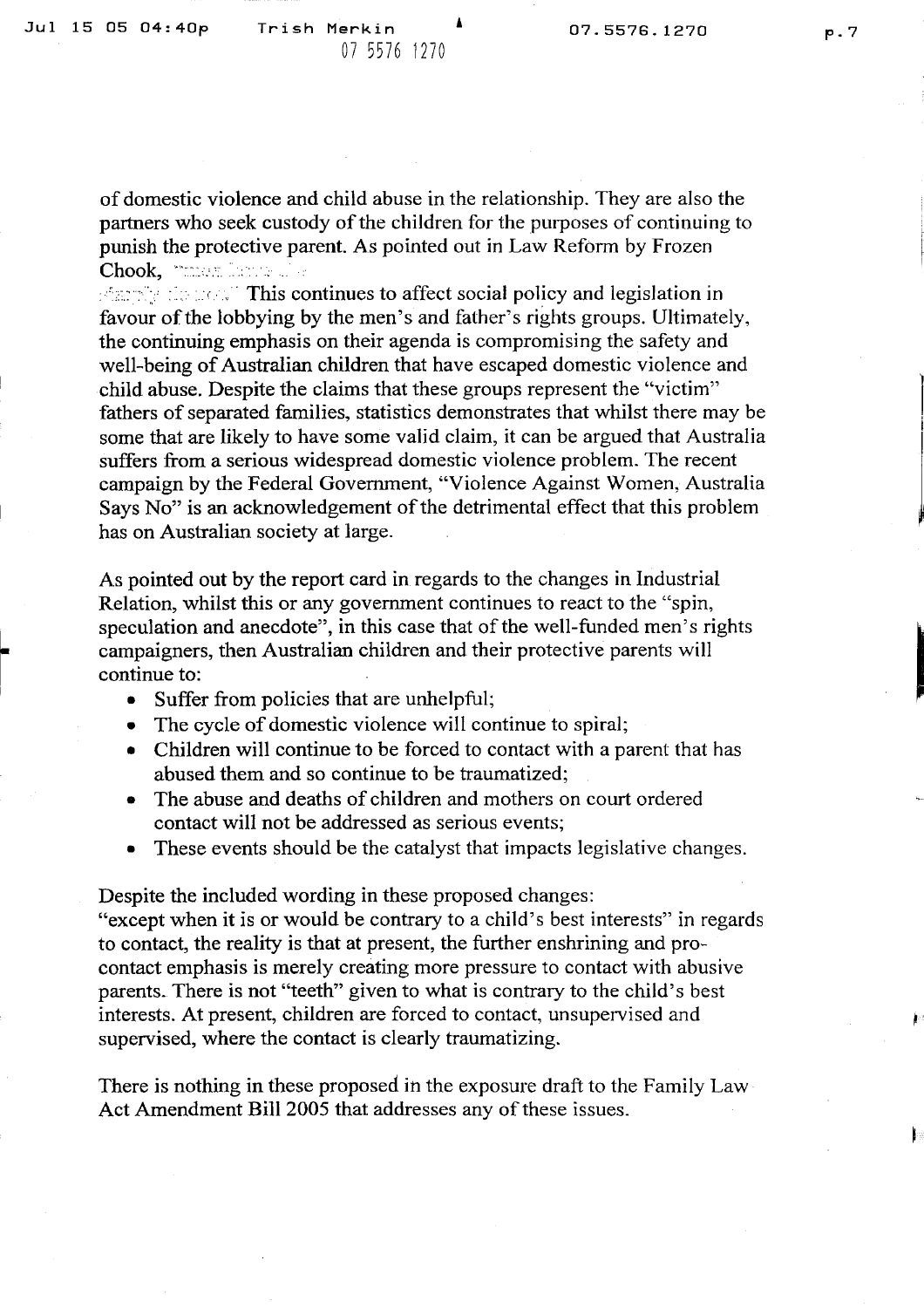of domestic violence and child abuse in the relationship. They are also the partners who seek custody of the children for the purposes of continuing to punish the protective parent. As pointed out in Law Reform by Frozen Chook, "... This continues to affect social policy and legislation in favour of the lobbying by the men's and father's rights groups. Ultimately, the continuing emphasis on their agenda is compromising the safety and well-being of Australian children that have escaped domestic violence and child abuse. Despite the claims that these groups represent the "victim" fathers of separated families, statistics demonstrates that whilst there may be some that are likely to have some valid claim, it can be argued that Australia suffers from a serious widespread domestic violence problem. The recent campaign by the Federal Government, "Violence Against Women, Australia Says No" is an acknowledgement of the detrimental effect that this problem has on Australian society at large.

As pointed out by the report card in regards to the changes in Industrial Relation, whilst this or any government continues to react to the "spin, speculation and anecdote", in this case that of the well-funded men's rights campaigners, then Australian children and their protective parents will continue to:

- Suffer from policies that are unhelpful;
- The cycle of domestic violence will continue to spiral;
- Children will continue to be forced to contact with a parent that has abused them and so continue to be traumatized;
- The abuse and deaths of children and mothers on court ordered contact will not be addressed as serious events;
- These events should be the catalyst that impacts legislative changes.

Despite the included wording in these proposed changes:
"except when it is or would be contrary to a child's best interests" in regards to contact, the reality is that at present, the further enshrining and pro-contact emphasis is merely creating more pressure to contact with abusive parents. There is not "teeth" given to what is contrary to the child's best interests. At present, children are forced to contact, unsupervised and supervised, where the contact is clearly traumatizing.

There is nothing in these proposed in the exposure draft to the Family Law Act Amendment Bill 2005 that addresses any of these issues.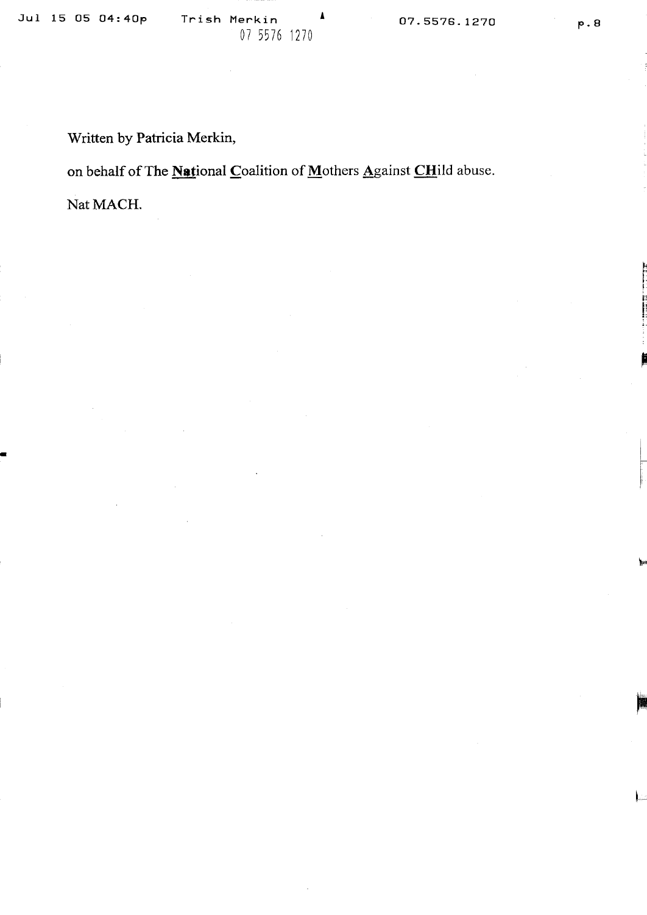Written by Patricia Merkin,

on behalf of The **Nat**ional **C**oalition of **M**others **A**gainst **CH**ild abuse.

Nat MACH.